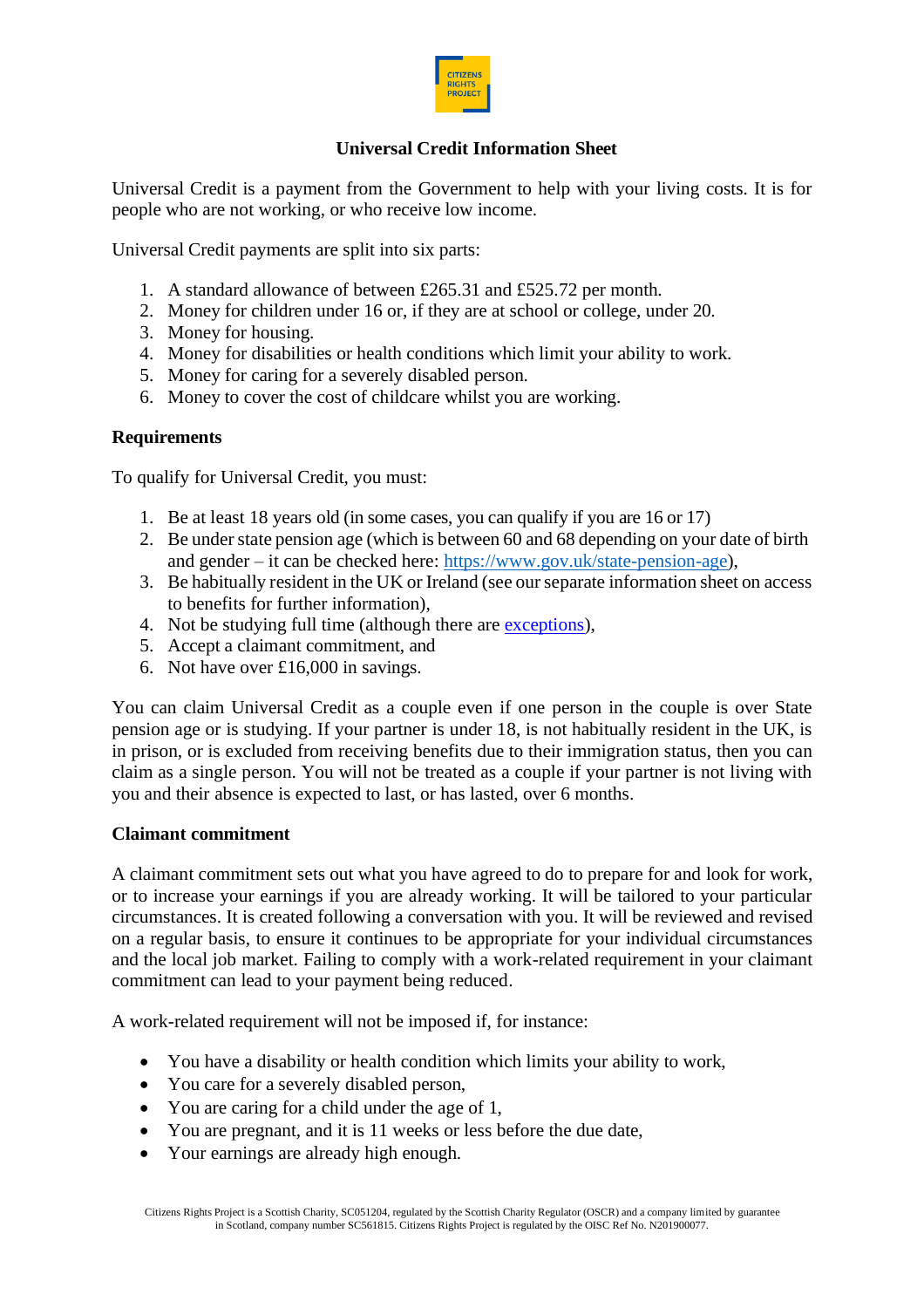# Universal Credit Information Sheet

Universal Credit is a payment from the Government to help with your living costs. It is for people who are not working, or who receive low income.

Universal Credit payments are split into six parts:

1. A standard allowance of between £265.31 and £525.72 per month.
2. Money for children under 16 or, if they are at school or college, under 20.
3. Money for housing.
4. Money for disabilities or health conditions which limit your ability to work.
5. Money for caring for a severely disabled person.
6. Money to cover the cost of childcare whilst you are working.

## Requirements

To qualify for Universal Credit, you must:

1. Be at least 18 years old (in some cases, you can qualify if you are 16 or 17)
2. Be under state pension age (which is between 60 and 68 depending on your date of birth and gender – it can be checked here: https://www.gov.uk/state-pension-age),
3. Be habitually resident in the UK or Ireland (see our separate information sheet on access to benefits for further information),
4. Not be studying full time (although there are exceptions),
5. Accept a claimant commitment, and
6. Not have over £16,000 in savings.

You can claim Universal Credit as a couple even if one person in the couple is over State pension age or is studying. If your partner is under 18, is not habitually resident in the UK, is in prison, or is excluded from receiving benefits due to their immigration status, then you can claim as a single person. You will not be treated as a couple if your partner is not living with you and their absence is expected to last, or has lasted, over 6 months.

## Claimant commitment

A claimant commitment sets out what you have agreed to do to prepare for and look for work, or to increase your earnings if you are already working. It will be tailored to your particular circumstances. It is created following a conversation with you. It will be reviewed and revised on a regular basis, to ensure it continues to be appropriate for your individual circumstances and the local job market. Failing to comply with a work-related requirement in your claimant commitment can lead to your payment being reduced.

A work-related requirement will not be imposed if, for instance:

- You have a disability or health condition which limits your ability to work,
- You care for a severely disabled person,
- You are caring for a child under the age of 1,
- You are pregnant, and it is 11 weeks or less before the due date,
- Your earnings are already high enough.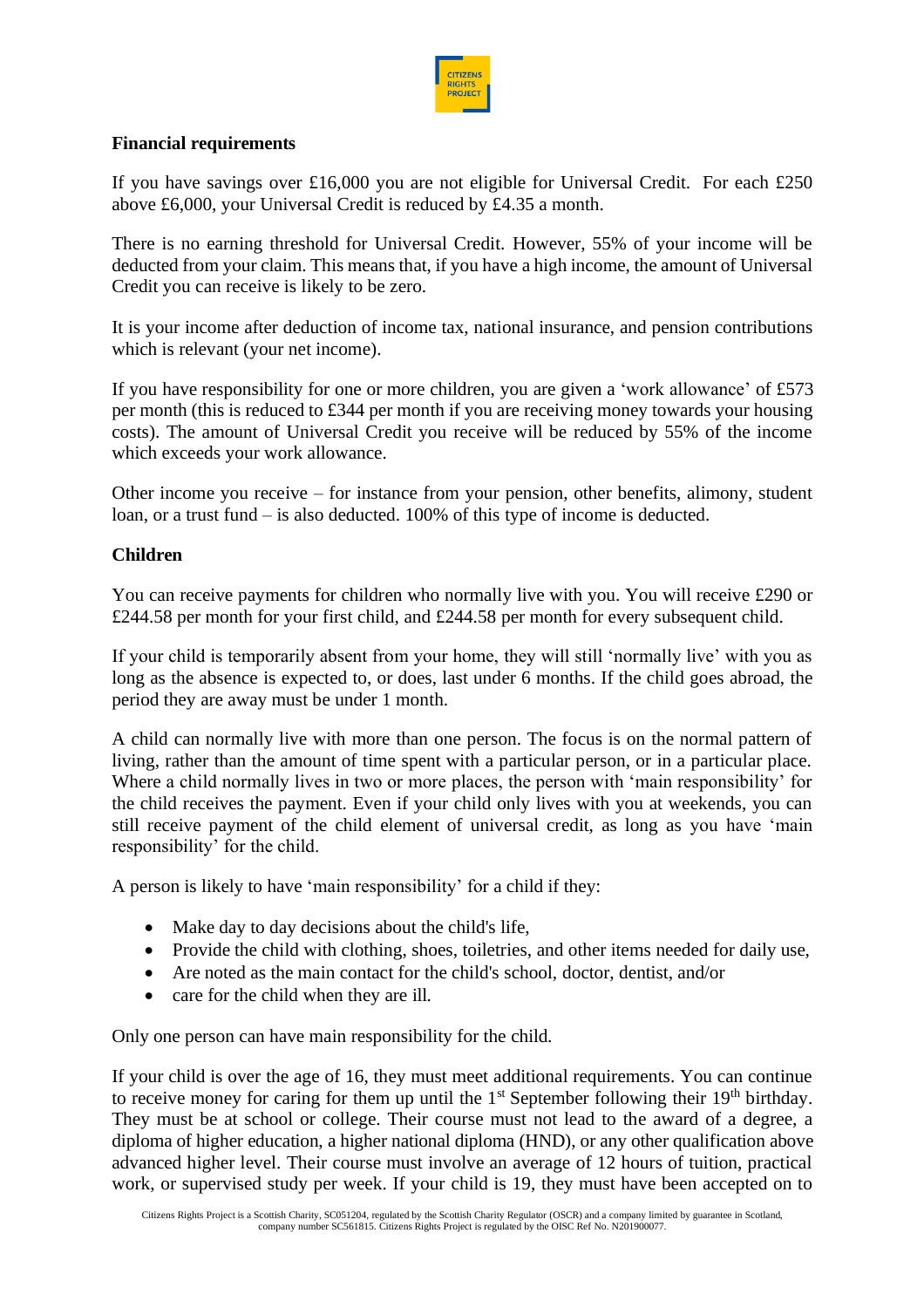**Financial requirements**

If you have savings over £16,000 you are not eligible for Universal Credit. For each £250 above £6,000, your Universal Credit is reduced by £4.35 a month.

There is no earning threshold for Universal Credit. However, 55% of your income will be deducted from your claim. This means that, if you have a high income, the amount of Universal Credit you can receive is likely to be zero.

It is your income after deduction of income tax, national insurance, and pension contributions which is relevant (your net income).

If you have responsibility for one or more children, you are given a 'work allowance' of £573 per month (this is reduced to £344 per month if you are receiving money towards your housing costs). The amount of Universal Credit you receive will be reduced by 55% of the income which exceeds your work allowance.

Other income you receive – for instance from your pension, other benefits, alimony, student loan, or a trust fund – is also deducted. 100% of this type of income is deducted.

**Children**

You can receive payments for children who normally live with you. You will receive £290 or £244.58 per month for your first child, and £244.58 per month for every subsequent child.

If your child is temporarily absent from your home, they will still 'normally live' with you as long as the absence is expected to, or does, last under 6 months. If the child goes abroad, the period they are away must be under 1 month.

A child can normally live with more than one person. The focus is on the normal pattern of living, rather than the amount of time spent with a particular person, or in a particular place. Where a child normally lives in two or more places, the person with 'main responsibility' for the child receives the payment. Even if your child only lives with you at weekends, you can still receive payment of the child element of universal credit, as long as you have 'main responsibility' for the child.

A person is likely to have 'main responsibility' for a child if they:

- Make day to day decisions about the child's life,
- Provide the child with clothing, shoes, toiletries, and other items needed for daily use,
- Are noted as the main contact for the child's school, doctor, dentist, and/or
- care for the child when they are ill.

Only one person can have main responsibility for the child.

If your child is over the age of 16, they must meet additional requirements. You can continue to receive money for caring for them up until the 1st September following their 19th birthday. They must be at school or college. Their course must not lead to the award of a degree, a diploma of higher education, a higher national diploma (HND), or any other qualification above advanced higher level. Their course must involve an average of 12 hours of tuition, practical work, or supervised study per week. If your child is 19, they must have been accepted on to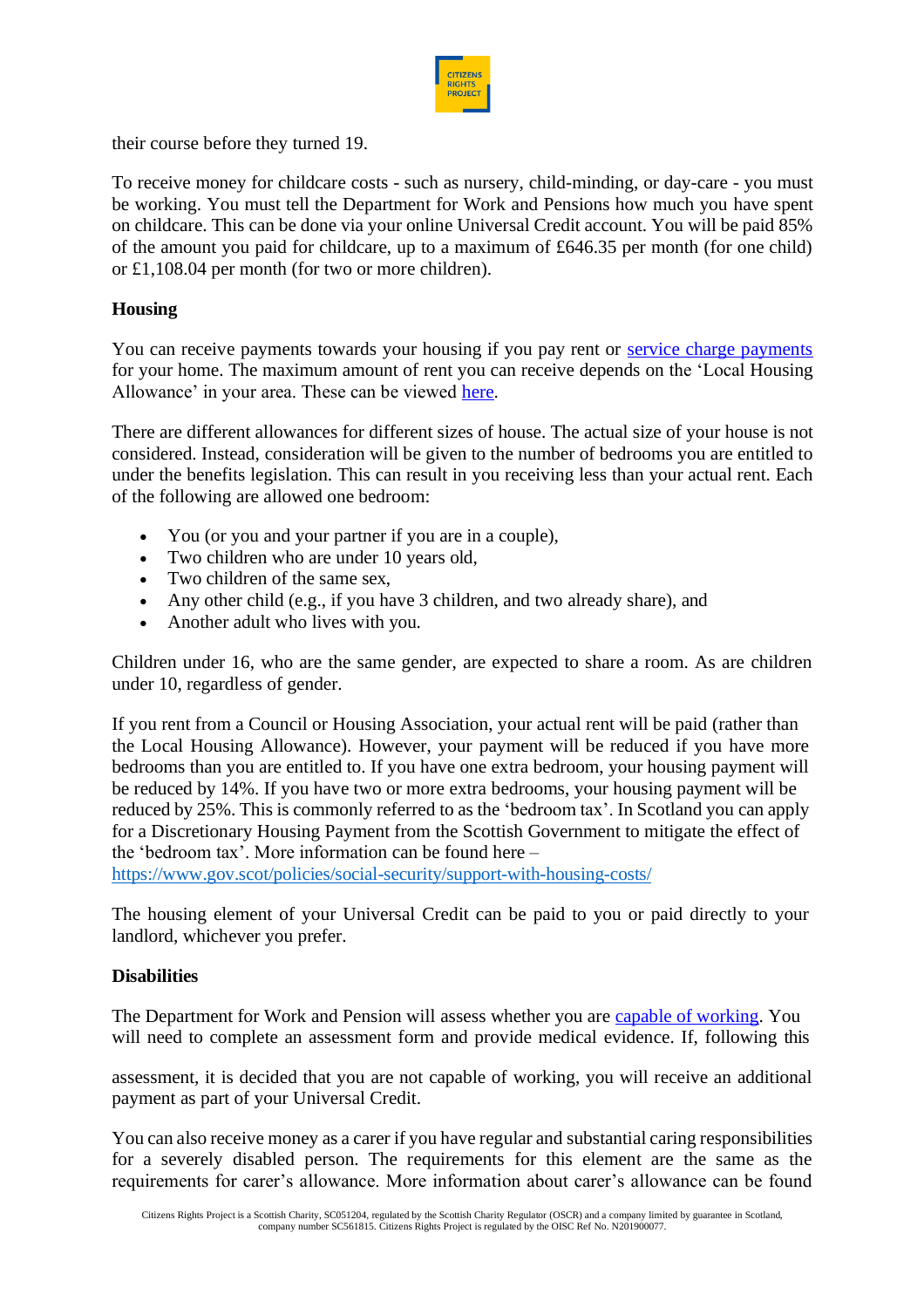their course before they turned 19.

To receive money for childcare costs - such as nursery, child-minding, or day-care - you must be working. You must tell the Department for Work and Pensions how much you have spent on childcare. This can be done via your online Universal Credit account. You will be paid 85% of the amount you paid for childcare, up to a maximum of £646.35 per month (for one child) or £1,108.04 per month (for two or more children).

**Housing**

You can receive payments towards your housing if you pay rent or service charge payments for your home. The maximum amount of rent you can receive depends on the 'Local Housing Allowance' in your area. These can be viewed here.

There are different allowances for different sizes of house. The actual size of your house is not considered. Instead, consideration will be given to the number of bedrooms you are entitled to under the benefits legislation. This can result in you receiving less than your actual rent. Each of the following are allowed one bedroom:

- You (or you and your partner if you are in a couple),
- Two children who are under 10 years old,
- Two children of the same sex,
- Any other child (e.g., if you have 3 children, and two already share), and
- Another adult who lives with you.

Children under 16, who are the same gender, are expected to share a room. As are children under 10, regardless of gender.

If you rent from a Council or Housing Association, your actual rent will be paid (rather than the Local Housing Allowance). However, your payment will be reduced if you have more bedrooms than you are entitled to. If you have one extra bedroom, your housing payment will be reduced by 14%. If you have two or more extra bedrooms, your housing payment will be reduced by 25%. This is commonly referred to as the 'bedroom tax'. In Scotland you can apply for a Discretionary Housing Payment from the Scottish Government to mitigate the effect of the 'bedroom tax'. More information can be found here – https://www.gov.scot/policies/social-security/support-with-housing-costs/

The housing element of your Universal Credit can be paid to you or paid directly to your landlord, whichever you prefer.

**Disabilities**

The Department for Work and Pension will assess whether you are capable of working. You will need to complete an assessment form and provide medical evidence. If, following this assessment, it is decided that you are not capable of working, you will receive an additional payment as part of your Universal Credit.

You can also receive money as a carer if you have regular and substantial caring responsibilities for a severely disabled person. The requirements for this element are the same as the requirements for carer's allowance. More information about carer's allowance can be found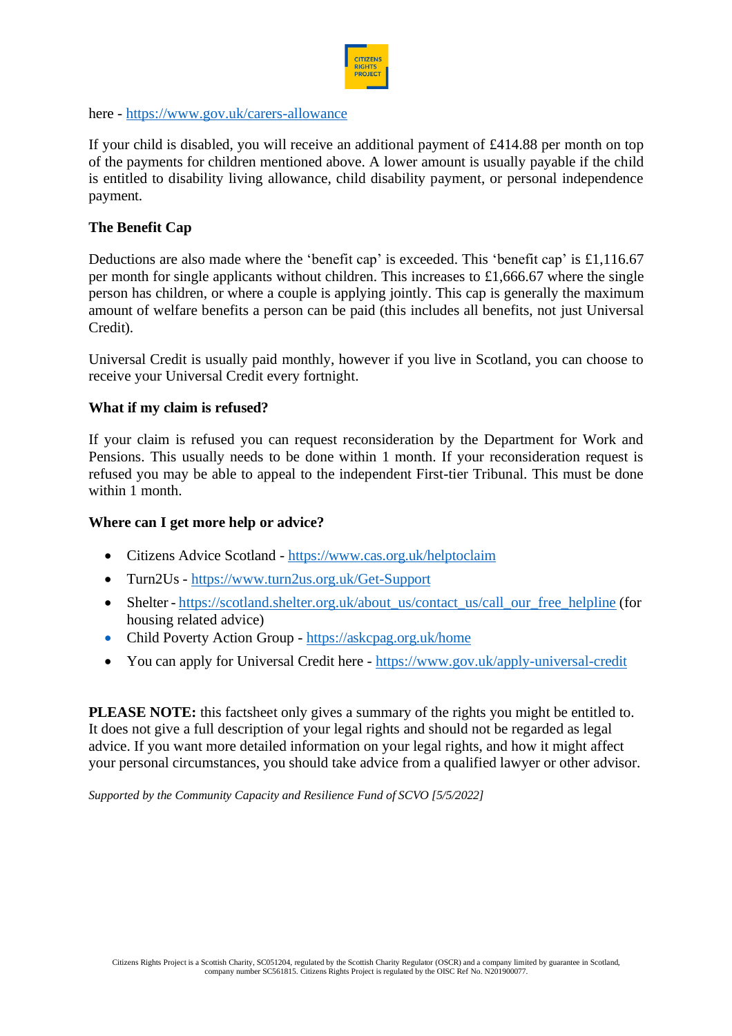here - https://www.gov.uk/carers-allowance

If your child is disabled, you will receive an additional payment of £414.88 per month on top of the payments for children mentioned above. A lower amount is usually payable if the child is entitled to disability living allowance, child disability payment, or personal independence payment.

**The Benefit Cap**

Deductions are also made where the 'benefit cap' is exceeded. This 'benefit cap' is £1,116.67 per month for single applicants without children. This increases to £1,666.67 where the single person has children, or where a couple is applying jointly. This cap is generally the maximum amount of welfare benefits a person can be paid (this includes all benefits, not just Universal Credit).

Universal Credit is usually paid monthly, however if you live in Scotland, you can choose to receive your Universal Credit every fortnight.

**What if my claim is refused?**

If your claim is refused you can request reconsideration by the Department for Work and Pensions. This usually needs to be done within 1 month. If your reconsideration request is refused you may be able to appeal to the independent First-tier Tribunal. This must be done within 1 month.

**Where can I get more help or advice?**

- Citizens Advice Scotland - https://www.cas.org.uk/helptoclaim
- Turn2Us - https://www.turn2us.org.uk/Get-Support
- Shelter - https://scotland.shelter.org.uk/about_us/contact_us/call_our_free_helpline (for housing related advice)
- Child Poverty Action Group - https://askcpag.org.uk/home
- You can apply for Universal Credit here - https://www.gov.uk/apply-universal-credit

**PLEASE NOTE:** this factsheet only gives a summary of the rights you might be entitled to. It does not give a full description of your legal rights and should not be regarded as legal advice. If you want more detailed information on your legal rights, and how it might affect your personal circumstances, you should take advice from a qualified lawyer or other advisor.

*Supported by the Community Capacity and Resilience Fund of SCVO [5/5/2022]*